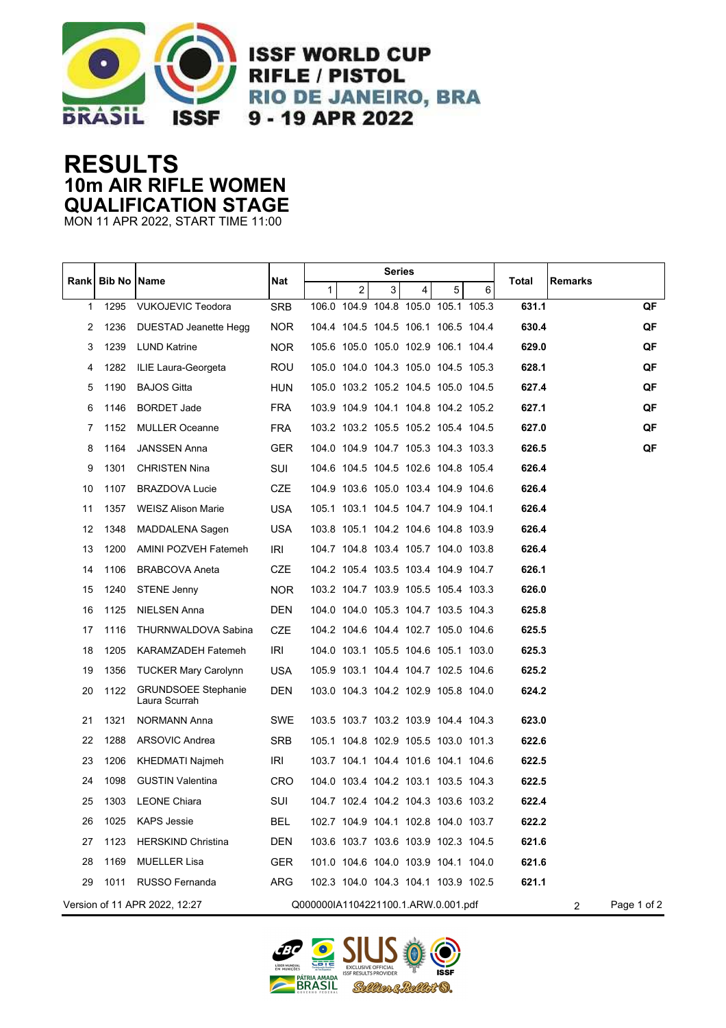# ISSF WORLD CUP
## RIFLE / PISTOL
## RIO DE JANEIRO, BRA
## 9 - 19 APR 2022

# RESULTS
## 10m AIR RIFLE WOMEN
## QUALIFICATION STAGE

MON 11 APR 2022, START TIME 11:00

| Rank | Bib No | Name | Nat | Series 1 | 2 | 3 | 4 | 5 | 6 | Total | Remarks |
|---|---|---|---|---|---|---|---|---|---|---|---|
| 1 | 1295 | VUKOJEVIC Teodora | SRB | 106.0 | 104.9 | 104.8 | 105.0 | 105.1 | 105.3 | **631.1** | **QF** |
| 2 | 1236 | DUESTAD Jeanette Hegg | NOR | 104.4 | 104.5 | 104.5 | 106.1 | 106.5 | 104.4 | **630.4** | **QF** |
| 3 | 1239 | LUND Katrine | NOR | 105.6 | 105.0 | 105.0 | 102.9 | 106.1 | 104.4 | **629.0** | **QF** |
| 4 | 1282 | ILIE Laura-Georgeta | ROU | 105.0 | 104.0 | 104.3 | 105.0 | 104.5 | 105.3 | **628.1** | **QF** |
| 5 | 1190 | BAJOS Gitta | HUN | 105.0 | 103.2 | 105.2 | 104.5 | 105.0 | 104.5 | **627.4** | **QF** |
| 6 | 1146 | BORDET Jade | FRA | 103.9 | 104.9 | 104.1 | 104.8 | 104.2 | 105.2 | **627.1** | **QF** |
| 7 | 1152 | MULLER Oceanne | FRA | 103.2 | 103.2 | 105.5 | 105.2 | 105.4 | 104.5 | **627.0** | **QF** |
| 8 | 1164 | JANSSEN Anna | GER | 104.0 | 104.9 | 104.7 | 105.3 | 104.3 | 103.3 | **626.5** | **QF** |
| 9 | 1301 | CHRISTEN Nina | SUI | 104.6 | 104.5 | 104.5 | 102.6 | 104.8 | 105.4 | **626.4** | |
| 10 | 1107 | BRAZDOVA Lucie | CZE | 104.9 | 103.6 | 105.0 | 103.4 | 104.9 | 104.6 | **626.4** | |
| 11 | 1357 | WEISZ Alison Marie | USA | 105.1 | 103.1 | 104.5 | 104.7 | 104.9 | 104.1 | **626.4** | |
| 12 | 1348 | MADDALENA Sagen | USA | 103.8 | 105.1 | 104.2 | 104.6 | 104.8 | 103.9 | **626.4** | |
| 13 | 1200 | AMINI POZVEH Fatemeh | IRI | 104.7 | 104.8 | 103.4 | 105.7 | 104.0 | 103.8 | **626.4** | |
| 14 | 1106 | BRABCOVA Aneta | CZE | 104.2 | 105.4 | 103.5 | 103.4 | 104.9 | 104.7 | **626.1** | |
| 15 | 1240 | STENE Jenny | NOR | 103.2 | 104.7 | 103.9 | 105.5 | 105.4 | 103.3 | **626.0** | |
| 16 | 1125 | NIELSEN Anna | DEN | 104.0 | 104.0 | 105.3 | 104.7 | 103.5 | 104.3 | **625.8** | |
| 17 | 1116 | THURNWALDOVA Sabina | CZE | 104.2 | 104.6 | 104.4 | 102.7 | 105.0 | 104.6 | **625.5** | |
| 18 | 1205 | KARAMZADEH Fatemeh | IRI | 104.0 | 103.1 | 105.5 | 104.6 | 105.1 | 103.0 | **625.3** | |
| 19 | 1356 | TUCKER Mary Carolynn | USA | 105.9 | 103.1 | 104.4 | 104.7 | 102.5 | 104.6 | **625.2** | |
| 20 | 1122 | GRUNDSOEE Stephanie Laura Scurrah | DEN | 103.0 | 104.3 | 104.2 | 102.9 | 105.8 | 104.0 | **624.2** | |
| 21 | 1321 | NORMANN Anna | SWE | 103.5 | 103.7 | 103.2 | 103.9 | 104.4 | 104.3 | **623.0** | |
| 22 | 1288 | ARSOVIC Andrea | SRB | 105.1 | 104.8 | 102.9 | 105.5 | 103.0 | 101.3 | **622.6** | |
| 23 | 1206 | KHEDMATI Najmeh | IRI | 103.7 | 104.1 | 104.4 | 101.6 | 104.1 | 104.6 | **622.5** | |
| 24 | 1098 | GUSTIN Valentina | CRO | 104.0 | 103.4 | 104.2 | 103.1 | 103.5 | 104.3 | **622.5** | |
| 25 | 1303 | LEONE Chiara | SUI | 104.7 | 102.4 | 104.2 | 104.3 | 103.6 | 103.2 | **622.4** | |
| 26 | 1025 | KAPS Jessie | BEL | 102.7 | 104.9 | 104.1 | 102.8 | 104.0 | 103.7 | **622.2** | |
| 27 | 1123 | HERSKIND Christina | DEN | 103.6 | 103.7 | 103.6 | 103.9 | 102.3 | 104.5 | **621.6** | |
| 28 | 1169 | MUELLER Lisa | GER | 101.0 | 104.6 | 104.0 | 103.9 | 104.1 | 104.0 | **621.6** | |
| 29 | 1011 | RUSSO Fernanda | ARG | 102.3 | 104.0 | 104.3 | 104.1 | 103.9 | 102.5 | **621.1** | |

Version of 11 APR 2022, 12:27 Q000000IA1104221100.1.ARW.0.001.pdf 2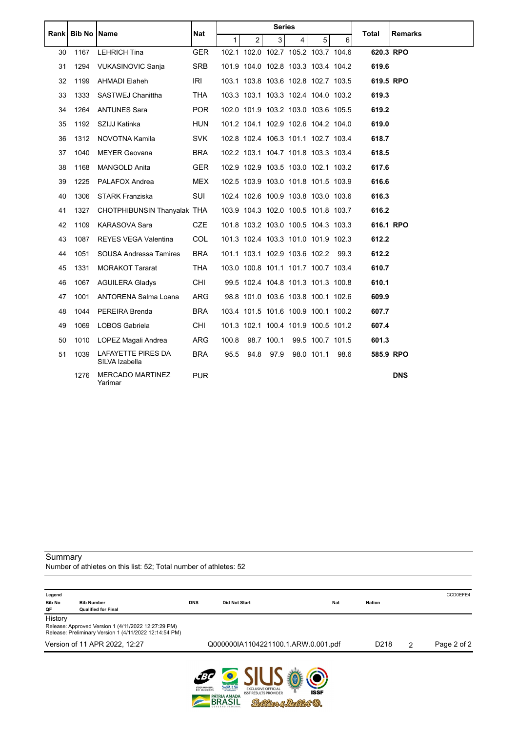| Rank | Bib No | Name | Nat | Series | | | | | | Total | Remarks |
|---|---|---|---|---|---|---|---|---|---|---|---|
| | | | | 1 | 2 | 3 | 4 | 5 | 6 | | |
| 30 | 1167 | LEHRICH Tina | GER | 102.1 | 102.0 | 102.7 | 105.2 | 103.7 | 104.6 | **620.3** | **RPO** |
| 31 | 1294 | VUKASINOVIC Sanja | SRB | 101.9 | 104.0 | 102.8 | 103.3 | 103.4 | 104.2 | **619.6** | |
| 32 | 1199 | AHMADI Elaheh | IRI | 103.1 | 103.8 | 103.6 | 102.8 | 102.7 | 103.5 | **619.5** | **RPO** |
| 33 | 1333 | SASTWEJ Chanittha | THA | 103.3 | 103.1 | 103.3 | 102.4 | 104.0 | 103.2 | **619.3** | |
| 34 | 1264 | ANTUNES Sara | POR | 102.0 | 101.9 | 103.2 | 103.0 | 103.6 | 105.5 | **619.2** | |
| 35 | 1192 | SZIJJ Katinka | HUN | 101.2 | 104.1 | 102.9 | 102.6 | 104.2 | 104.0 | **619.0** | |
| 36 | 1312 | NOVOTNA Kamila | SVK | 102.8 | 102.4 | 106.3 | 101.1 | 102.7 | 103.4 | **618.7** | |
| 37 | 1040 | MEYER Geovana | BRA | 102.2 | 103.1 | 104.7 | 101.8 | 103.3 | 103.4 | **618.5** | |
| 38 | 1168 | MANGOLD Anita | GER | 102.9 | 102.9 | 103.5 | 103.0 | 102.1 | 103.2 | **617.6** | |
| 39 | 1225 | PALAFOX Andrea | MEX | 102.5 | 103.9 | 103.0 | 101.8 | 101.5 | 103.9 | **616.6** | |
| 40 | 1306 | STARK Franziska | SUI | 102.4 | 102.6 | 100.9 | 103.8 | 103.0 | 103.6 | **616.3** | |
| 41 | 1327 | CHOTPHIBUNSIN Thanyalak | THA | 103.9 | 104.3 | 102.0 | 100.5 | 101.8 | 103.7 | **616.2** | |
| 42 | 1109 | KARASOVA Sara | CZE | 101.8 | 103.2 | 103.0 | 100.5 | 104.3 | 103.3 | **616.1** | **RPO** |
| 43 | 1087 | REYES VEGA Valentina | COL | 101.3 | 102.4 | 103.3 | 101.0 | 101.9 | 102.3 | **612.2** | |
| 44 | 1051 | SOUSA Andressa Tamires | BRA | 101.1 | 103.1 | 102.9 | 103.6 | 102.2 | 99.3 | **612.2** | |
| 45 | 1331 | MORAKOT Tararat | THA | 103.0 | 100.8 | 101.1 | 101.7 | 100.7 | 103.4 | **610.7** | |
| 46 | 1067 | AGUILERA Gladys | CHI | 99.5 | 102.4 | 104.8 | 101.3 | 101.3 | 100.8 | **610.1** | |
| 47 | 1001 | ANTORENA Salma Loana | ARG | 98.8 | 101.0 | 103.6 | 103.8 | 100.1 | 102.6 | **609.9** | |
| 48 | 1044 | PEREIRA Brenda | BRA | 103.4 | 101.5 | 101.6 | 100.9 | 100.1 | 100.2 | **607.7** | |
| 49 | 1069 | LOBOS Gabriela | CHI | 101.3 | 102.1 | 100.4 | 101.9 | 100.5 | 101.2 | **607.4** | |
| 50 | 1010 | LOPEZ Magali Andrea | ARG | 100.8 | 98.7 | 100.1 | 99.5 | 100.7 | 101.5 | **601.3** | |
| 51 | 1039 | LAFAYETTE PIRES DA SILVA Izabella | BRA | 95.5 | 94.8 | 97.9 | 98.0 | 101.1 | 98.6 | **585.9** | **RPO** |
| | 1276 | MERCADO MARTINEZ Yarimar | PUR | | | | | | | | **DNS** |

Summary

Number of athletes on this list: 52; Total number of athletes: 52

| Legend | | | | | |
|---|---|---|---|---|---|
| **Bib No** | **Bib Number** | **DNS** | **Did Not Start** | **Nat** | **Nation** |
| **QF** | **Qualified for Final** | | | | |

CCD0EFE4

History

Release: Approved Version 1 (4/11/2022 12:27:29 PM)
Release: Preliminary Version 1 (4/11/2022 12:14:54 PM)

Version of 11 APR 2022, 12:27 — Q000000IA1104221100.1.ARW.0.001.pdf — D218 — 2

CBC — CBTE — SIUS EXCLUSIVE OFFICIAL ISSF RESULTS PROVIDER — ISSF — PÁTRIA AMADA BRASIL — Sellier & Bellot